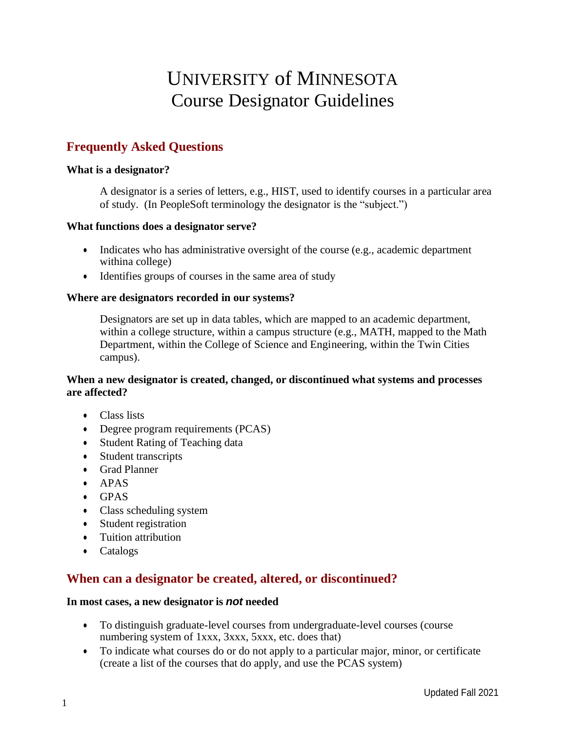# UNIVERSITY of MINNESOTA Course Designator Guidelines

## Frequently Asked Questions

**What is a designator?**

A designator is a series of letters, e.g., HIST, used to identify courses in a particular area of study. (In PeopleSoft terminology the designator is the "subject.")

**What functions does a designator serve?**

- Indicates who has administrative oversight of the course (e.g., academic department withina college)
- Identifies groups of courses in the same area of study

**Where are designators recorded in our systems?**

Designators are set up in data tables, which are mapped to an academic department, within a college structure, within a campus structure (e.g., MATH, mapped to the Math Department, within the College of Science and Engineering, within the Twin Cities campus).

**When a new designator is created, changed, or discontinued what systems and processes are affected?**

- Class lists
- Degree program requirements (PCAS)
- Student Rating of Teaching data
- Student transcripts
- Grad Planner
- APAS
- GPAS
- Class scheduling system
- Student registration
- Tuition attribution
- Catalogs

## When can a designator be created, altered, or discontinued?

**In most cases, a new designator is *not* needed**

- To distinguish graduate-level courses from undergraduate-level courses (course numbering system of 1xxx, 3xxx, 5xxx, etc. does that)
- To indicate what courses do or do not apply to a particular major, minor, or certificate (create a list of the courses that do apply, and use the PCAS system)

Updated Fall 2021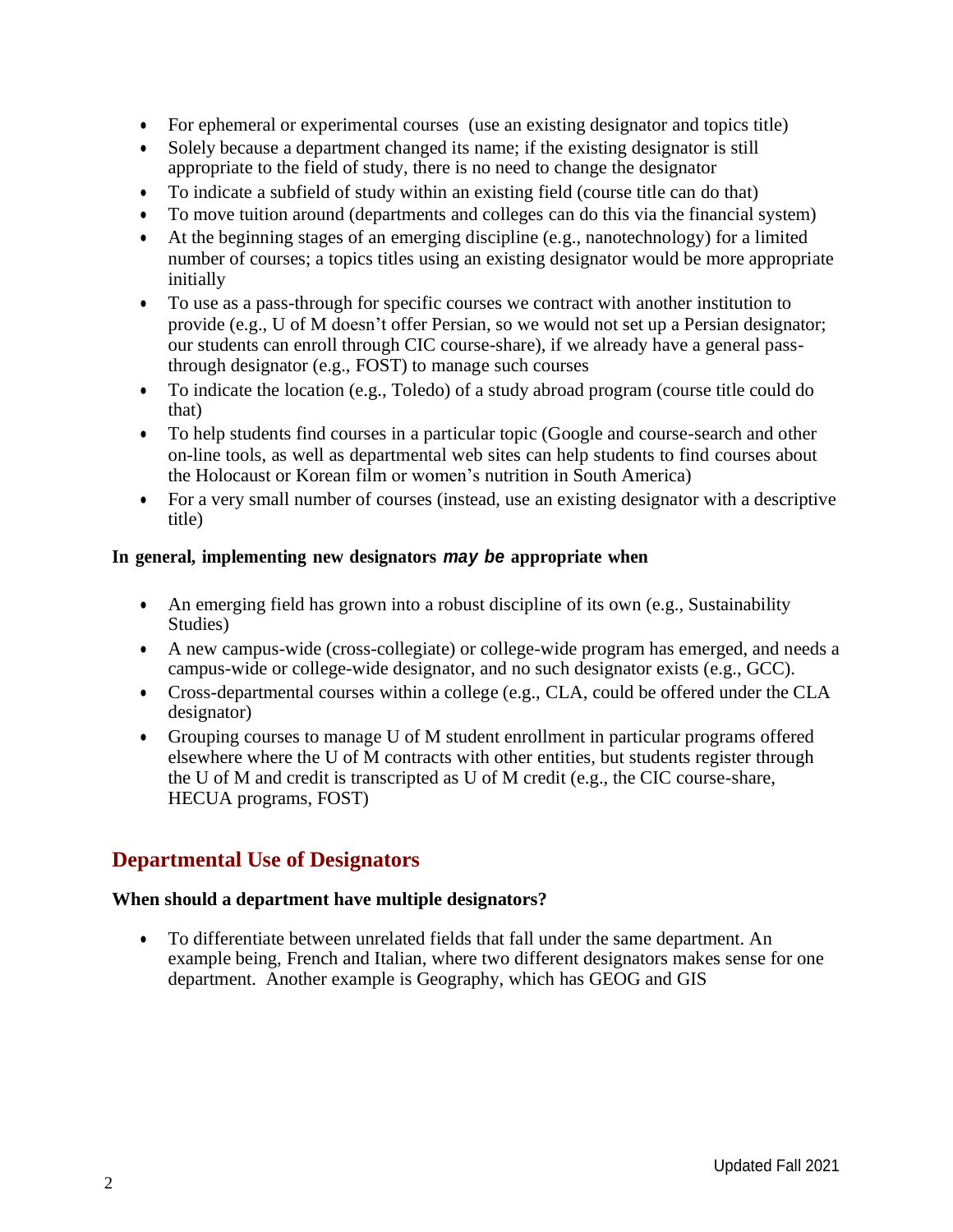- For ephemeral or experimental courses (use an existing designator and topics title)
- Solely because a department changed its name; if the existing designator is still appropriate to the field of study, there is no need to change the designator
- To indicate a subfield of study within an existing field (course title can do that)
- To move tuition around (departments and colleges can do this via the financial system)
- At the beginning stages of an emerging discipline (e.g., nanotechnology) for a limited number of courses; a topics titles using an existing designator would be more appropriate initially
- To use as a pass-through for specific courses we contract with another institution to provide (e.g., U of M doesn't offer Persian, so we would not set up a Persian designator; our students can enroll through CIC course-share), if we already have a general pass-through designator (e.g., FOST) to manage such courses
- To indicate the location (e.g., Toledo) of a study abroad program (course title could do that)
- To help students find courses in a particular topic (Google and course-search and other on-line tools, as well as departmental web sites can help students to find courses about the Holocaust or Korean film or women's nutrition in South America)
- For a very small number of courses (instead, use an existing designator with a descriptive title)

**In general, implementing new designators *may be* appropriate when**

- An emerging field has grown into a robust discipline of its own (e.g., Sustainability Studies)
- A new campus-wide (cross-collegiate) or college-wide program has emerged, and needs a campus-wide or college-wide designator, and no such designator exists (e.g., GCC).
- Cross-departmental courses within a college (e.g., CLA, could be offered under the CLA designator)
- Grouping courses to manage U of M student enrollment in particular programs offered elsewhere where the U of M contracts with other entities, but students register through the U of M and credit is transcripted as U of M credit (e.g., the CIC course-share, HECUA programs, FOST)

## Departmental Use of Designators

**When should a department have multiple designators?**

- To differentiate between unrelated fields that fall under the same department. An example being, French and Italian, where two different designators makes sense for one department. Another example is Geography, which has GEOG and GIS

Updated Fall 2021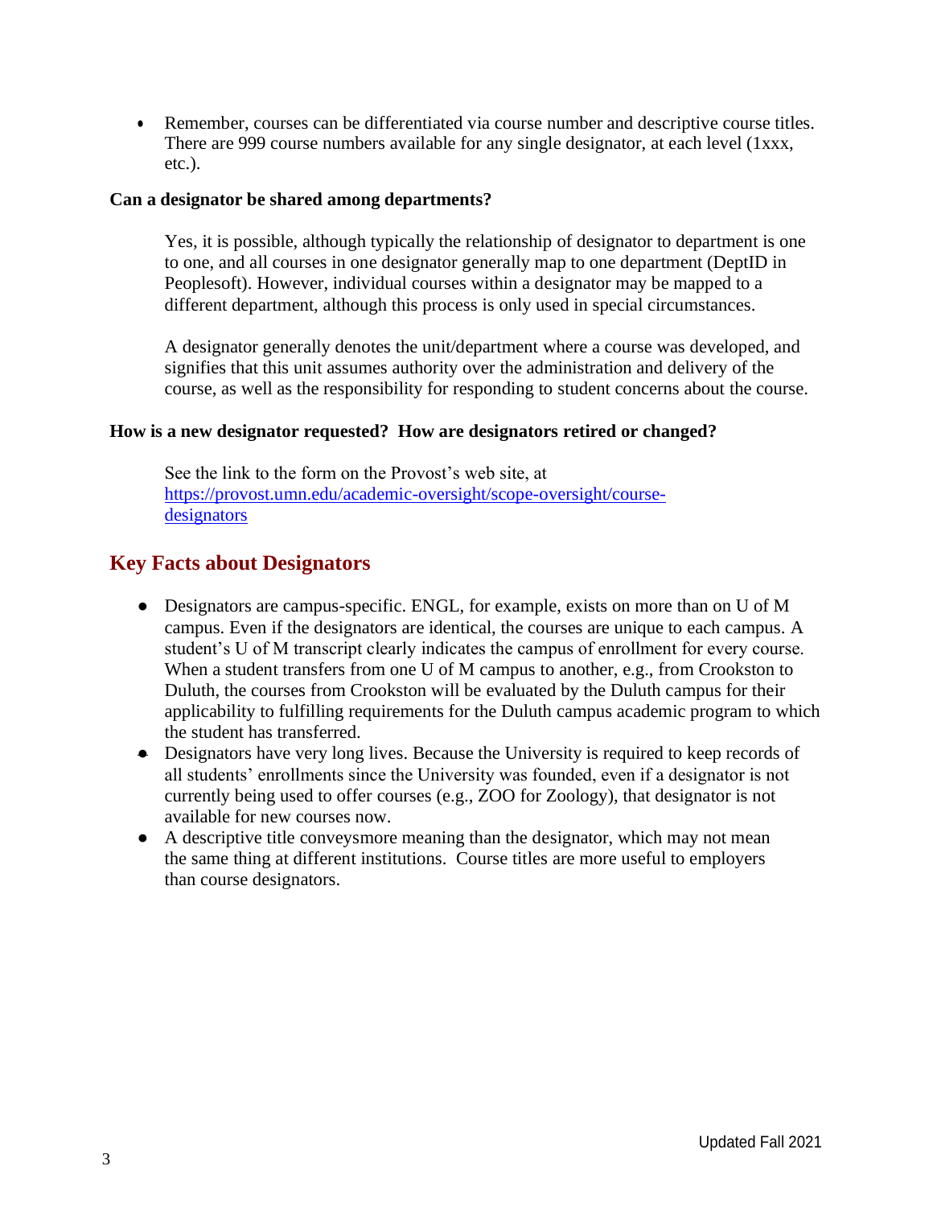- Remember, courses can be differentiated via course number and descriptive course titles. There are 999 course numbers available for any single designator, at each level (1xxx, etc.).

**Can a designator be shared among departments?**

Yes, it is possible, although typically the relationship of designator to department is one to one, and all courses in one designator generally map to one department (DeptID in Peoplesoft). However, individual courses within a designator may be mapped to a different department, although this process is only used in special circumstances.

A designator generally denotes the unit/department where a course was developed, and signifies that this unit assumes authority over the administration and delivery of the course, as well as the responsibility for responding to student concerns about the course.

**How is a new designator requested? How are designators retired or changed?**

See the link to the form on the Provost's web site, at [https://provost.umn.edu/academic-oversight/scope-oversight/course-designators](https://provost.umn.edu/academic-oversight/scope-oversight/course-designators)

## Key Facts about Designators

- Designators are campus-specific. ENGL, for example, exists on more than on U of M campus. Even if the designators are identical, the courses are unique to each campus. A student's U of M transcript clearly indicates the campus of enrollment for every course. When a student transfers from one U of M campus to another, e.g., from Crookston to Duluth, the courses from Crookston will be evaluated by the Duluth campus for their applicability to fulfilling requirements for the Duluth campus academic program to which the student has transferred.
- Designators have very long lives. Because the University is required to keep records of all students' enrollments since the University was founded, even if a designator is not currently being used to offer courses (e.g., ZOO for Zoology), that designator is not available for new courses now.
- A descriptive title conveysmore meaning than the designator, which may not mean the same thing at different institutions. Course titles are more useful to employers than course designators.